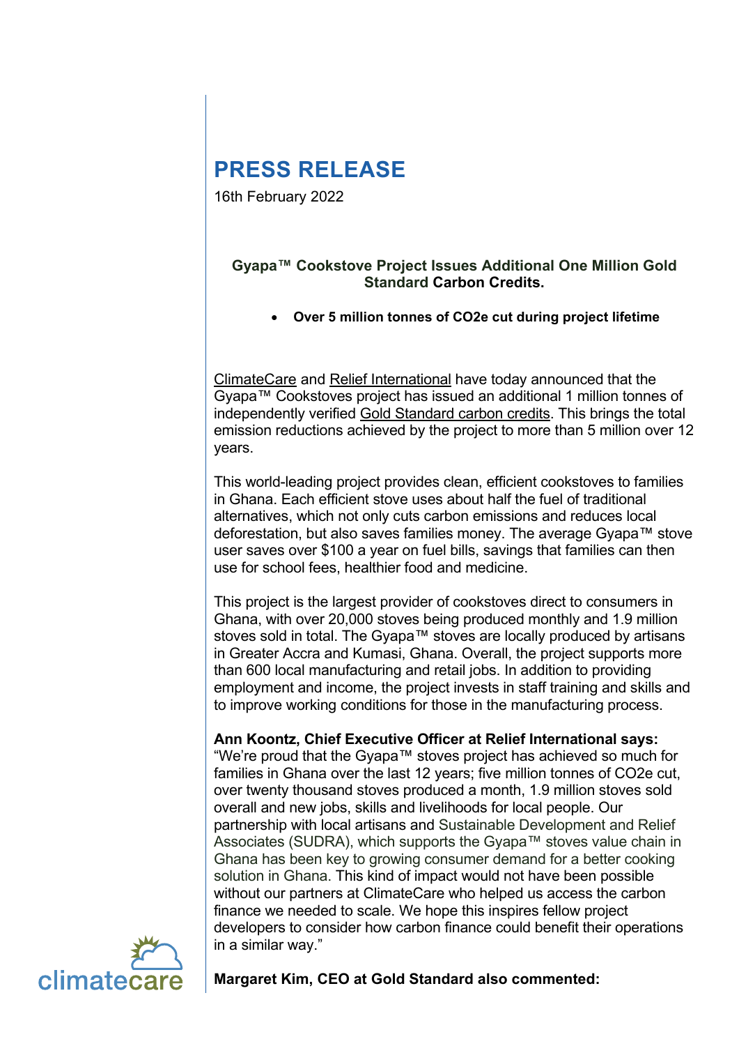# PRESS RELEASE

16th February 2022

**Gyapa™ Cookstove Project Issues Additional One Million Gold Standard Carbon Credits.**

- **Over 5 million tonnes of $CO_2e$ cut during project lifetime**

ClimateCare and Relief International have today announced that the Gyapa™ Cookstoves project has issued an additional 1 million tonnes of independently verified Gold Standard carbon credits. This brings the total emission reductions achieved by the project to more than 5 million over 12 years.

This world-leading project provides clean, efficient cookstoves to families in Ghana. Each efficient stove uses about half the fuel of traditional alternatives, which not only cuts carbon emissions and reduces local deforestation, but also saves families money. The average Gyapa™ stove user saves over $100 a year on fuel bills, savings that families can then use for school fees, healthier food and medicine.

This project is the largest provider of cookstoves direct to consumers in Ghana, with over 20,000 stoves being produced monthly and 1.9 million stoves sold in total. The Gyapa™ stoves are locally produced by artisans in Greater Accra and Kumasi, Ghana. Overall, the project supports more than 600 local manufacturing and retail jobs. In addition to providing employment and income, the project invests in staff training and skills and to improve working conditions for those in the manufacturing process.

**Ann Koontz, Chief Executive Officer at Relief International says:**
"We're proud that the Gyapa™ stoves project has achieved so much for families in Ghana over the last 12 years; five million tonnes of $CO_2e$ cut, over twenty thousand stoves produced a month, 1.9 million stoves sold overall and new jobs, skills and livelihoods for local people. Our partnership with local artisans and Sustainable Development and Relief Associates (SUDRA), which supports the Gyapa™ stoves value chain in Ghana has been key to growing consumer demand for a better cooking solution in Ghana. This kind of impact would not have been possible without our partners at ClimateCare who helped us access the carbon finance we needed to scale. We hope this inspires fellow project developers to consider how carbon finance could benefit their operations in a similar way."

**Margaret Kim, CEO at Gold Standard also commented:**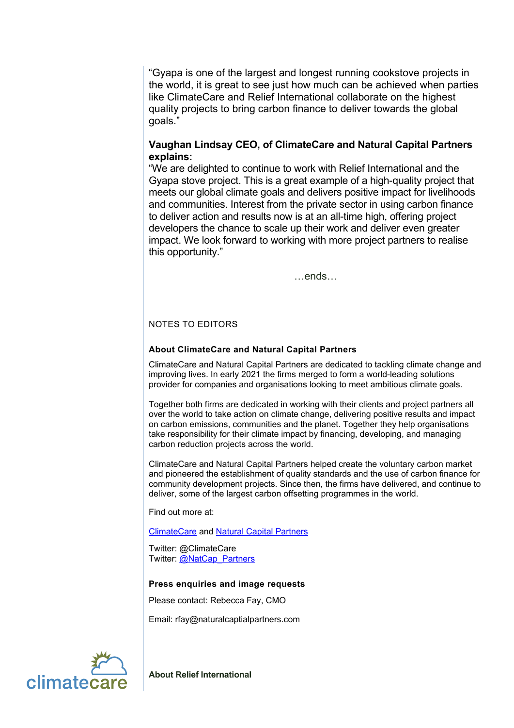"Gyapa is one of the largest and longest running cookstove projects in the world, it is great to see just how much can be achieved when parties like ClimateCare and Relief International collaborate on the highest quality projects to bring carbon finance to deliver towards the global goals."

**Vaughan Lindsay CEO, of ClimateCare and Natural Capital Partners explains:**

"We are delighted to continue to work with Relief International and the Gyapa stove project. This is a great example of a high-quality project that meets our global climate goals and delivers positive impact for livelihoods and communities. Interest from the private sector in using carbon finance to deliver action and results now is at an all-time high, offering project developers the chance to scale up their work and deliver even greater impact. We look forward to working with more project partners to realise this opportunity."

…ends…

NOTES TO EDITORS

**About ClimateCare and Natural Capital Partners**

ClimateCare and Natural Capital Partners are dedicated to tackling climate change and improving lives. In early 2021 the firms merged to form a world-leading solutions provider for companies and organisations looking to meet ambitious climate goals.

Together both firms are dedicated in working with their clients and project partners all over the world to take action on climate change, delivering positive results and impact on carbon emissions, communities and the planet. Together they help organisations take responsibility for their climate impact by financing, developing, and managing carbon reduction projects across the world.

ClimateCare and Natural Capital Partners helped create the voluntary carbon market and pioneered the establishment of quality standards and the use of carbon finance for community development projects. Since then, the firms have delivered, and continue to deliver, some of the largest carbon offsetting programmes in the world.

Find out more at:

ClimateCare and Natural Capital Partners

Twitter: @ClimateCare
Twitter: @NatCap_Partners

**Press enquiries and image requests**

Please contact: Rebecca Fay, CMO

Email: rfay@naturalcaptialpartners.com

**About Relief International**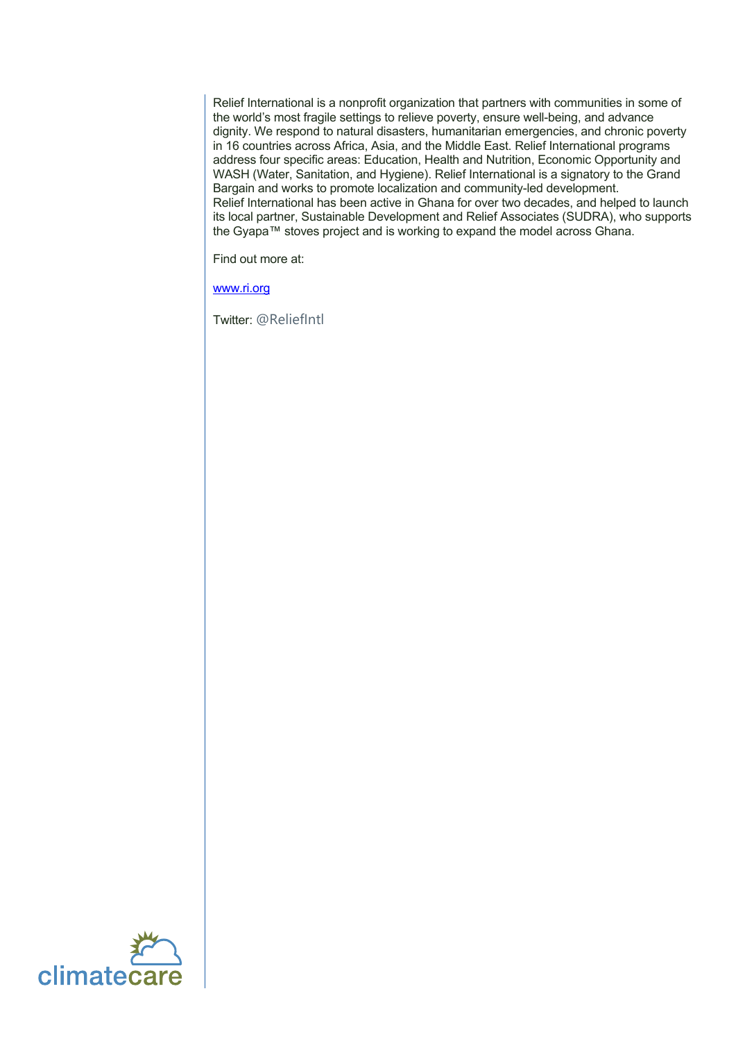Relief International is a nonprofit organization that partners with communities in some of the world's most fragile settings to relieve poverty, ensure well-being, and advance dignity. We respond to natural disasters, humanitarian emergencies, and chronic poverty in 16 countries across Africa, Asia, and the Middle East. Relief International programs address four specific areas: Education, Health and Nutrition, Economic Opportunity and WASH (Water, Sanitation, and Hygiene). Relief International is a signatory to the Grand Bargain and works to promote localization and community-led development.
Relief International has been active in Ghana for over two decades, and helped to launch its local partner, Sustainable Development and Relief Associates (SUDRA), who supports the Gyapa™ stoves project and is working to expand the model across Ghana.

Find out more at:

[www.ri.org](http://www.ri.org)

Twitter: @ReliefIntl

climatecare